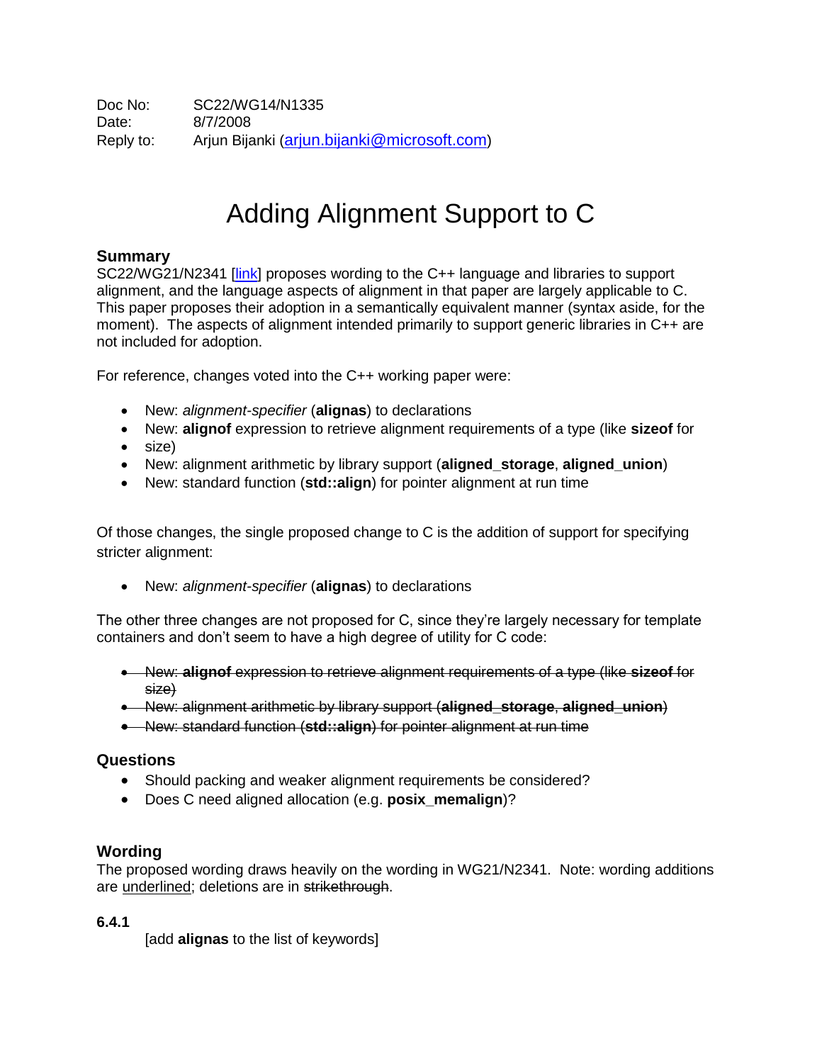Doc No: SC22/WG14/N1335
Date: 8/7/2008
Reply to: Arjun Bijanki (arjun.bijanki@microsoft.com)

# Adding Alignment Support to C

### Summary

SC22/WG21/N2341 [link] proposes wording to the C++ language and libraries to support alignment, and the language aspects of alignment in that paper are largely applicable to C. This paper proposes their adoption in a semantically equivalent manner (syntax aside, for the moment). The aspects of alignment intended primarily to support generic libraries in C++ are not included for adoption.

For reference, changes voted into the C++ working paper were:

- New: *alignment-specifier* (**alignas**) to declarations
- New: **alignof** expression to retrieve alignment requirements of a type (like **sizeof** for
- size)
- New: alignment arithmetic by library support (**aligned_storage**, **aligned_union**)
- New: standard function (**std::align**) for pointer alignment at run time

Of those changes, the single proposed change to C is the addition of support for specifying stricter alignment:

- New: *alignment-specifier* (**alignas**) to declarations

The other three changes are not proposed for C, since they're largely necessary for template containers and don't seem to have a high degree of utility for C code:

- ~~New: **alignof** expression to retrieve alignment requirements of a type (like **sizeof** for size)~~
- ~~New: alignment arithmetic by library support (**aligned_storage**, **aligned_union**)~~
- ~~New: standard function (**std::align**) for pointer alignment at run time~~

### Questions

- Should packing and weaker alignment requirements be considered?
- Does C need aligned allocation (e.g. **posix_memalign**)?

### Wording

The proposed wording draws heavily on the wording in WG21/N2341. Note: wording additions are <u>underlined</u>; deletions are in ~~strikethrough~~.

**6.4.1**

[add **alignas** to the list of keywords]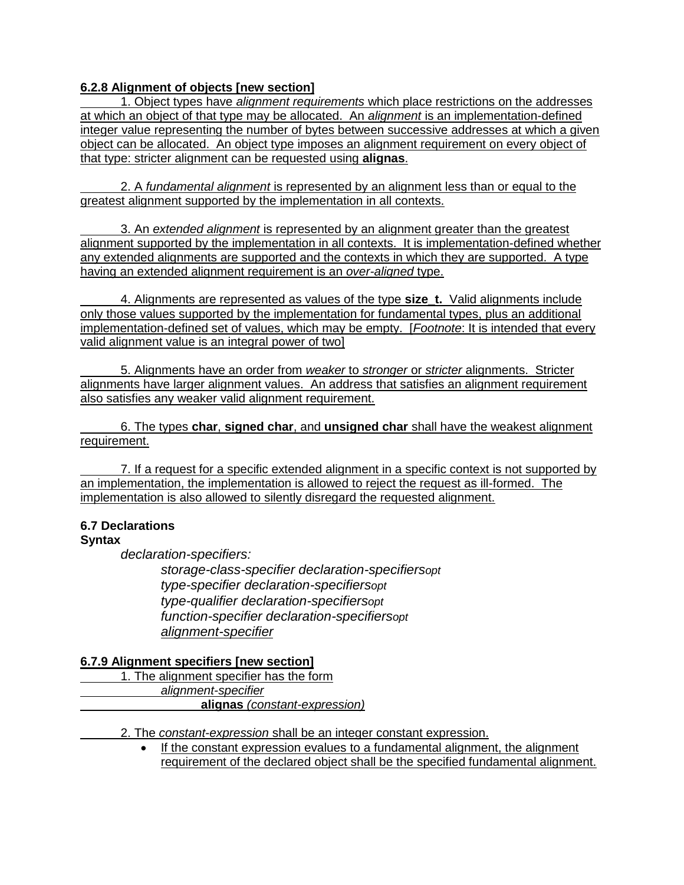**6.2.8 Alignment of objects [new section]**

1. Object types have *alignment requirements* which place restrictions on the addresses at which an object of that type may be allocated. An *alignment* is an implementation-defined integer value representing the number of bytes between successive addresses at which a given object can be allocated. An object type imposes an alignment requirement on every object of that type: stricter alignment can be requested using **alignas**.

2. A *fundamental alignment* is represented by an alignment less than or equal to the greatest alignment supported by the implementation in all contexts.

3. An *extended alignment* is represented by an alignment greater than the greatest alignment supported by the implementation in all contexts. It is implementation-defined whether any extended alignments are supported and the contexts in which they are supported. A type having an extended alignment requirement is an *over-aligned* type.

4. Alignments are represented as values of the type **size_t.** Valid alignments include only those values supported by the implementation for fundamental types, plus an additional implementation-defined set of values, which may be empty. [*Footnote*: It is intended that every valid alignment value is an integral power of two]

5. Alignments have an order from *weaker* to *stronger* or *stricter* alignments. Stricter alignments have larger alignment values. An address that satisfies an alignment requirement also satisfies any weaker valid alignment requirement.

6. The types **char**, **signed char**, and **unsigned char** shall have the weakest alignment requirement.

7. If a request for a specific extended alignment in a specific context is not supported by an implementation, the implementation is allowed to reject the request as ill-formed. The implementation is also allowed to silently disregard the requested alignment.

**6.7 Declarations**

**Syntax**

*declaration-specifiers:*
*storage-class-specifier declaration-specifiers$_{opt}$*
*type-specifier declaration-specifiers$_{opt}$*
*type-qualifier declaration-specifiers$_{opt}$*
*function-specifier declaration-specifiers$_{opt}$*
*alignment-specifier*

**6.7.9 Alignment specifiers [new section]**

1. The alignment specifier has the form
*alignment-specifier*
**alignas** *(constant-expression)*

2. The *constant-expression* shall be an integer constant expression.

- If the constant expression evalues to a fundamental alignment, the alignment requirement of the declared object shall be the specified fundamental alignment.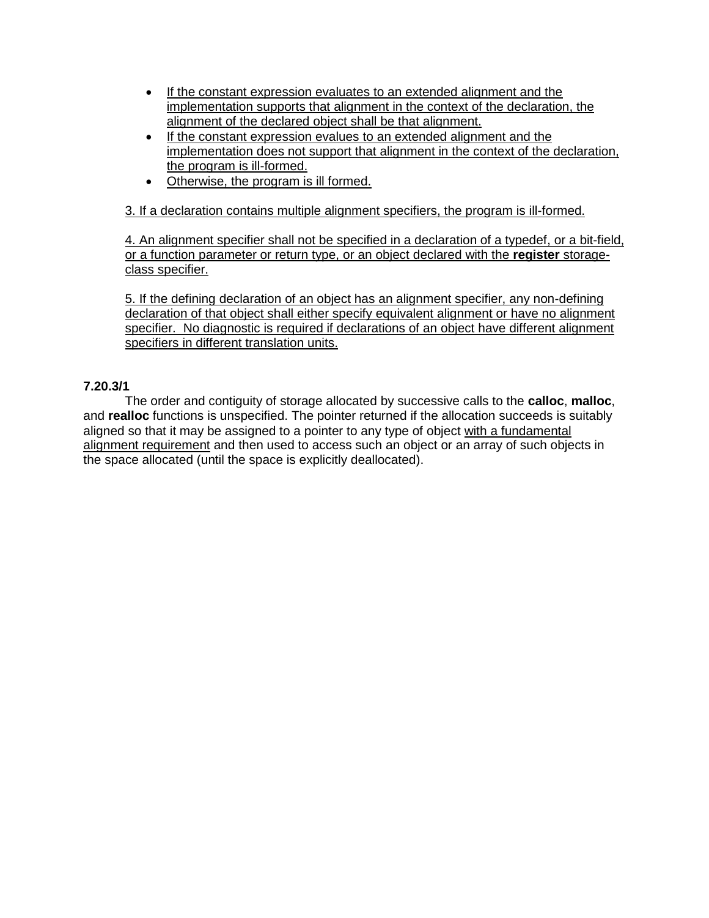- If the constant expression evaluates to an extended alignment and the implementation supports that alignment in the context of the declaration, the alignment of the declared object shall be that alignment.
- If the constant expression evalues to an extended alignment and the implementation does not support that alignment in the context of the declaration, the program is ill-formed.
- Otherwise, the program is ill formed.

3. If a declaration contains multiple alignment specifiers, the program is ill-formed.

4. An alignment specifier shall not be specified in a declaration of a typedef, or a bit-field, or a function parameter or return type, or an object declared with the **register** storage-class specifier.

5. If the defining declaration of an object has an alignment specifier, any non-defining declaration of that object shall either specify equivalent alignment or have no alignment specifier. No diagnostic is required if declarations of an object have different alignment specifiers in different translation units.

**7.20.3/1**

The order and contiguity of storage allocated by successive calls to the **calloc**, **malloc**, and **realloc** functions is unspecified. The pointer returned if the allocation succeeds is suitably aligned so that it may be assigned to a pointer to any type of object with a fundamental alignment requirement and then used to access such an object or an array of such objects in the space allocated (until the space is explicitly deallocated).